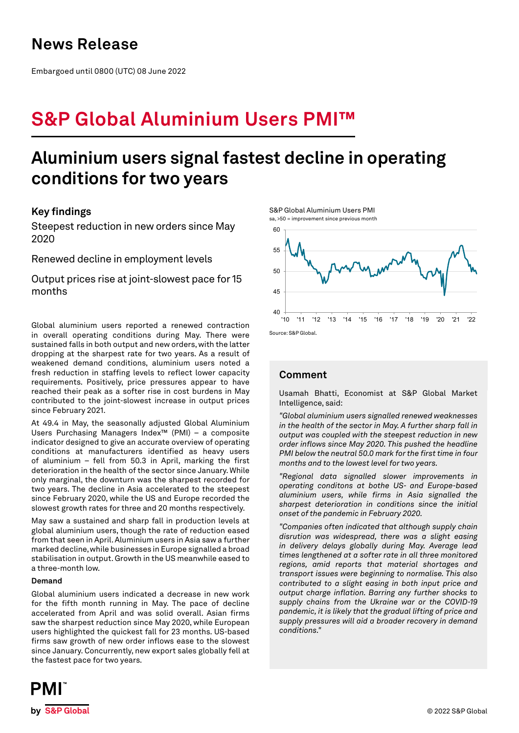# News Release

Embargoed until 0800 (UTC) 08 June 2022

# S&P Global Aluminium Users PMI™

## Aluminium users signal fastest decline in operating conditions for two years

### Key findings

Steepest reduction in new orders since May 2020

Renewed decline in employment levels

Output prices rise at joint-slowest pace for 15 months

S&P Global Aluminium Users PMI
sa, >50 = improvement since previous month

Source: S&P Global.

Global aluminium users reported a renewed contraction in overall operating conditions during May. There were sustained falls in both output and new orders, with the latter dropping at the sharpest rate for two years. As a result of weakened demand conditions, aluminium users noted a fresh reduction in staffing levels to reflect lower capacity requirements. Positively, price pressures appear to have reached their peak as a softer rise in cost burdens in May contributed to the joint-slowest increase in output prices since February 2021.

At 49.4 in May, the seasonally adjusted Global Aluminium Users Purchasing Managers Index™ (PMI) – a composite indicator designed to give an accurate overview of operating conditions at manufacturers identified as heavy users of aluminium – fell from 50.3 in April, marking the first deterioration in the health of the sector since January. While only marginal, the downturn was the sharpest recorded for two years. The decline in Asia accelerated to the steepest since February 2020, while the US and Europe recorded the slowest growth rates for three and 20 months respectively.

May saw a sustained and sharp fall in production levels at global aluminium users, though the rate of reduction eased from that seen in April. Aluminium users in Asia saw a further marked decline, while businesses in Europe signalled a broad stabilisation in output. Growth in the US meanwhile eased to a three-month low.

**Demand**

Global aluminium users indicated a decrease in new work for the fifth month running in May. The pace of decline accelerated from April and was solid overall. Asian firms saw the sharpest reduction since May 2020, while European users highlighted the quickest fall for 23 months. US-based firms saw growth of new order inflows ease to the slowest since January. Concurrently, new export sales globally fell at the fastest pace for two years.

### Comment

Usamah Bhatti, Economist at S&P Global Market Intelligence, said:

*"Global aluminium users signalled renewed weaknesses in the health of the sector in May. A further sharp fall in output was coupled with the steepest reduction in new order inflows since May 2020. This pushed the headline PMI below the neutral 50.0 mark for the first time in four months and to the lowest level for two years.*

*"Regional data signalled slower improvements in operating conditons at bothe US- and Europe-based aluminium users, while firms in Asia signalled the sharpest deterioration in conditions since the initial onset of the pandemic in February 2020.*

*"Companies often indicated that although supply chain disruption was widespread, there was a slight easing in delivery delays globally during May. Average lead times lengthened at a softer rate in all three monitored regions, amid reports that material shortages and transport issues were beginning to normalise. This also contributed to a slight easing in both input price and output charge inflation. Barring any further shocks to supply chains from the Ukraine war or the COVID-19 pandemic, it is likely that the gradual lifting of price and supply pressures will aid a broader recovery in demand conditions."*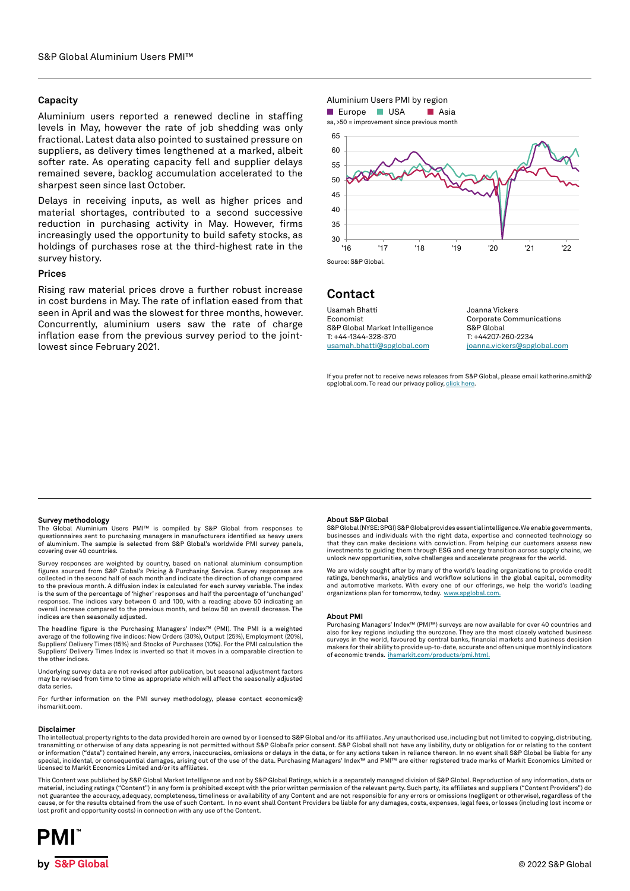## Capacity

Aluminium users reported a renewed decline in staffing levels in May, however the rate of job shedding was only fractional. Latest data also pointed to sustained pressure on suppliers, as delivery times lengthened at a marked, albeit softer rate. As operating capacity fell and supplier delays remained severe, backlog accumulation accelerated to the sharpest seen since last October.

Delays in receiving inputs, as well as higher prices and material shortages, contributed to a second successive reduction in purchasing activity in May. However, firms increasingly used the opportunity to build safety stocks, as holdings of purchases rose at the third-highest rate in the survey history.

### Prices

Rising raw material prices drove a further robust increase in cost burdens in May. The rate of inflation eased from that seen in April and was the slowest for three months, however. Concurrently, aluminium users saw the rate of charge inflation ease from the previous survey period to the joint-lowest since February 2021.

Aluminium Users PMI by region

Europe USA Asia

sa, >50 = improvement since previous month

65
60
55
50
45
40
35
30

'16 '17 '18 '19 '20 '21 '22

Source: S&P Global.

## Contact

Usamah Bhatti
Economist
S&P Global Market Intelligence
T: +44-1344-328-370
usamah.bhatti@spglobal.com

Joanna Vickers
Corporate Communications
S&P Global
T: +44207-260-2234
joanna.vickers@spglobal.com

If you prefer not to receive news releases from S&P Global, please email katherine.smith@spglobal.com. To read our privacy policy, click here.

**Survey methodology**

The Global Aluminium Users PMI™ is compiled by S&P Global from responses to questionnaires sent to purchasing managers in manufacturers identified as heavy users of aluminium. The sample is selected from S&P Global's worldwide PMI survey panels, covering over 40 countries.

Survey responses are weighted by country, based on national aluminium consumption figures sourced from S&P Global's Pricing & Purchasing Service. Survey responses are collected in the second half of each month and indicate the direction of change compared to the previous month. A diffusion index is calculated for each survey variable. The index is the sum of the percentage of 'higher' responses and half the percentage of 'unchanged' responses. The indices vary between 0 and 100, with a reading above 50 indicating an overall increase compared to the previous month, and below 50 an overall decrease. The indices are then seasonally adjusted.

The headline figure is the Purchasing Managers' Index™ (PMI). The PMI is a weighted average of the following five indices: New Orders (30%), Output (25%), Employment (20%), Suppliers' Delivery Times (15%) and Stocks of Purchases (10%). For the PMI calculation the Suppliers' Delivery Times Index is inverted so that it moves in a comparable direction to the other indices.

Underlying survey data are not revised after publication, but seasonal adjustment factors may be revised from time to time as appropriate which will affect the seasonally adjusted data series.

For further information on the PMI survey methodology, please contact economics@ihsmarkit.com.

**About S&P Global**

S&P Global (NYSE: SPGI) S&P Global provides essential intelligence. We enable governments, businesses and individuals with the right data, expertise and connected technology so that they can make decisions with conviction. From helping our customers assess new investments to guiding them through ESG and energy transition across supply chains, we unlock new opportunities, solve challenges and accelerate progress for the world.

We are widely sought after by many of the world's leading organizations to provide credit ratings, benchmarks, analytics and workflow solutions in the global capital, commodity and automotive markets. With every one of our offerings, we help the world's leading organizations plan for tomorrow, today. www.spglobal.com.

**About PMI**

Purchasing Managers' Index™ (PMI™) surveys are now available for over 40 countries and also for key regions including the eurozone. They are the most closely watched business surveys in the world, favoured by central banks, financial markets and business decision makers for their ability to provide up-to-date, accurate and often unique monthly indicators of economic trends. ihsmarkit.com/products/pmi.html.

**Disclaimer**

The intellectual property rights to the data provided herein are owned by or licensed to S&P Global and/or its affiliates. Any unauthorised use, including but not limited to copying, distributing, transmitting or otherwise of any data appearing is not permitted without S&P Global's prior consent. S&P Global shall not have any liability, duty or obligation for or relating to the content or information ("data") contained herein, any errors, inaccuracies, omissions or delays in the data, or for any actions taken in reliance thereon. In no event shall S&P Global be liable for any special, incidental, or consequential damages, arising out of the use of the data. Purchasing Managers' Index™ and PMI™ are either registered trade marks of Markit Economics Limited or licensed to Markit Economics Limited and/or its affiliates.

This Content was published by S&P Global Market Intelligence and not by S&P Global Ratings, which is a separately managed division of S&P Global. Reproduction of any information, data or material, including ratings ("Content") in any form is prohibited except with the prior written permission of the relevant party. Such party, its affiliates and suppliers ("Content Providers") do not guarantee the accuracy, adequacy, completeness, timeliness or availability of any Content and are not responsible for any errors or omissions (negligent or otherwise), regardless of the cause, or for the results obtained from the use of such Content. In no event shall Content Providers be liable for any damages, costs, expenses, legal fees, or losses (including lost income or lost profit and opportunity costs) in connection with any use of the Content.

PMI™ by S&P Global

© 2022 S&P Global